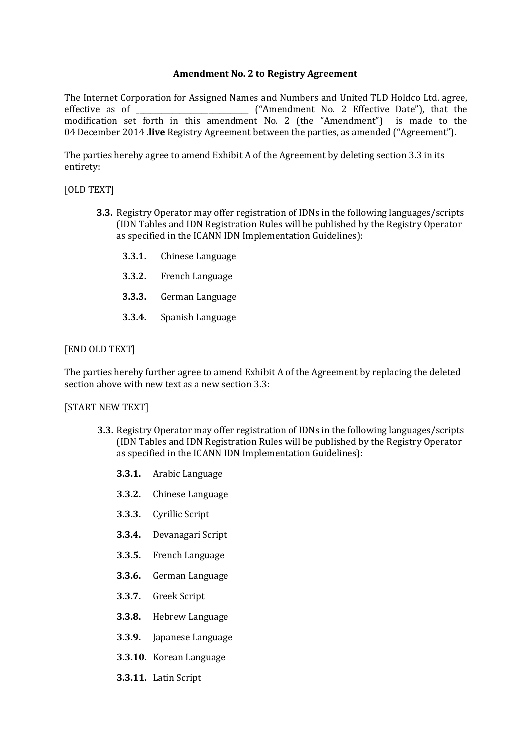**Amendment No. 2 to Registry Agreement**

The Internet Corporation for Assigned Names and Numbers and United TLD Holdco Ltd. agree, effective as of ______________________________ ("Amendment No. 2 Effective Date"), that the modification set forth in this amendment No. 2 (the "Amendment") is made to the 04 December 2014 **.live** Registry Agreement between the parties, as amended ("Agreement").

The parties hereby agree to amend Exhibit A of the Agreement by deleting section 3.3 in its entirety:

[OLD TEXT]

> **3.3.** Registry Operator may offer registration of IDNs in the following languages/scripts (IDN Tables and IDN Registration Rules will be published by the Registry Operator as specified in the ICANN IDN Implementation Guidelines):
>
> **3.3.1.** Chinese Language
>
> **3.3.2.** French Language
>
> **3.3.3.** German Language
>
> **3.3.4.** Spanish Language

[END OLD TEXT]

The parties hereby further agree to amend Exhibit A of the Agreement by replacing the deleted section above with new text as a new section 3.3:

[START NEW TEXT]

> **3.3.** Registry Operator may offer registration of IDNs in the following languages/scripts (IDN Tables and IDN Registration Rules will be published by the Registry Operator as specified in the ICANN IDN Implementation Guidelines):
>
> **3.3.1.** Arabic Language
>
> **3.3.2.** Chinese Language
>
> **3.3.3.** Cyrillic Script
>
> **3.3.4.** Devanagari Script
>
> **3.3.5.** French Language
>
> **3.3.6.** German Language
>
> **3.3.7.** Greek Script
>
> **3.3.8.** Hebrew Language
>
> **3.3.9.** Japanese Language
>
> **3.3.10.** Korean Language
>
> **3.3.11.** Latin Script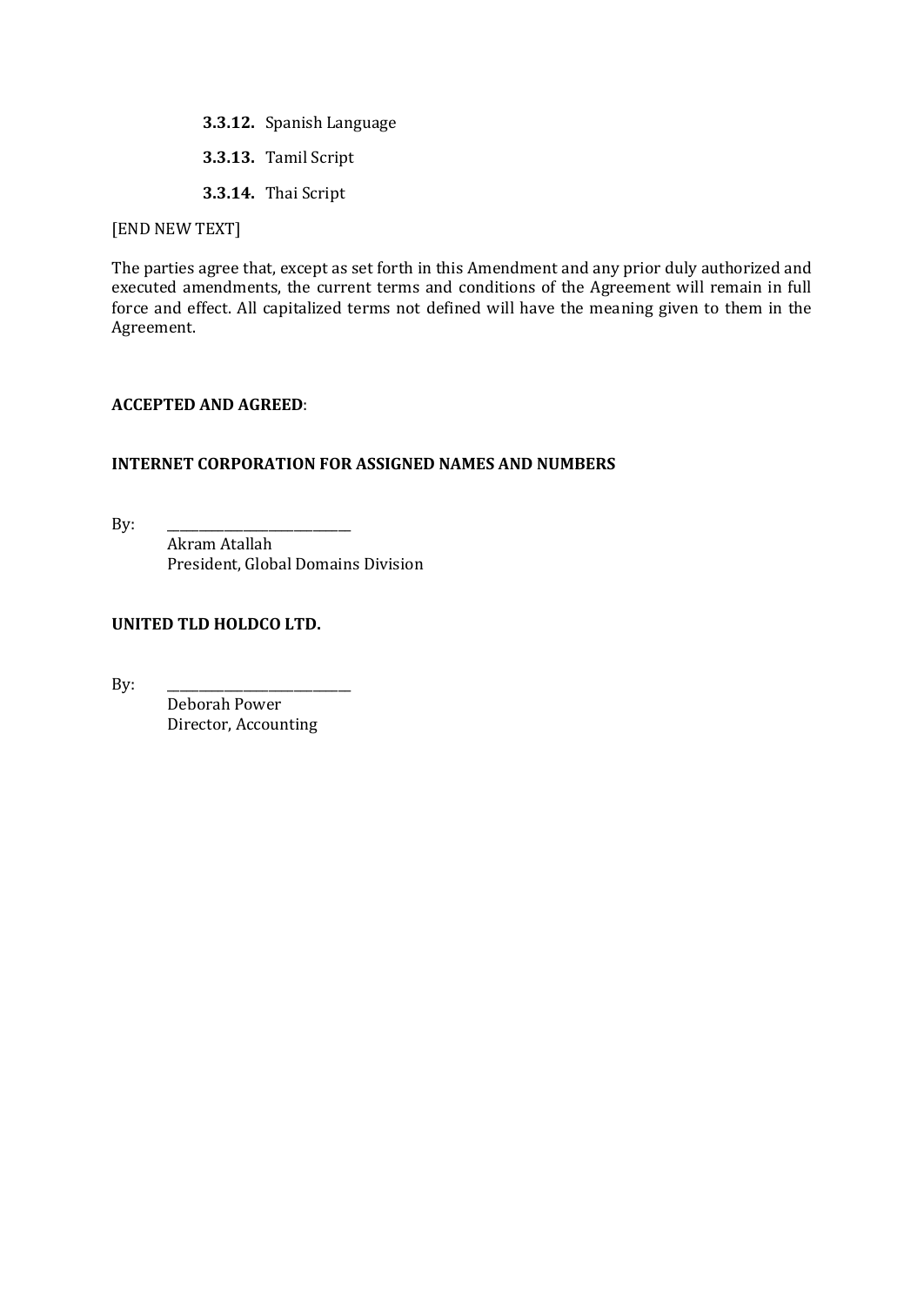**3.3.12.** Spanish Language

**3.3.13.** Tamil Script

**3.3.14.** Thai Script

[END NEW TEXT]

The parties agree that, except as set forth in this Amendment and any prior duly authorized and executed amendments, the current terms and conditions of the Agreement will remain in full force and effect. All capitalized terms not defined will have the meaning given to them in the Agreement.

**ACCEPTED AND AGREED**:

**INTERNET CORPORATION FOR ASSIGNED NAMES AND NUMBERS**

By: ___________________________
Akram Atallah
President, Global Domains Division

**UNITED TLD HOLDCO LTD.**

By: ___________________________
Deborah Power
Director, Accounting